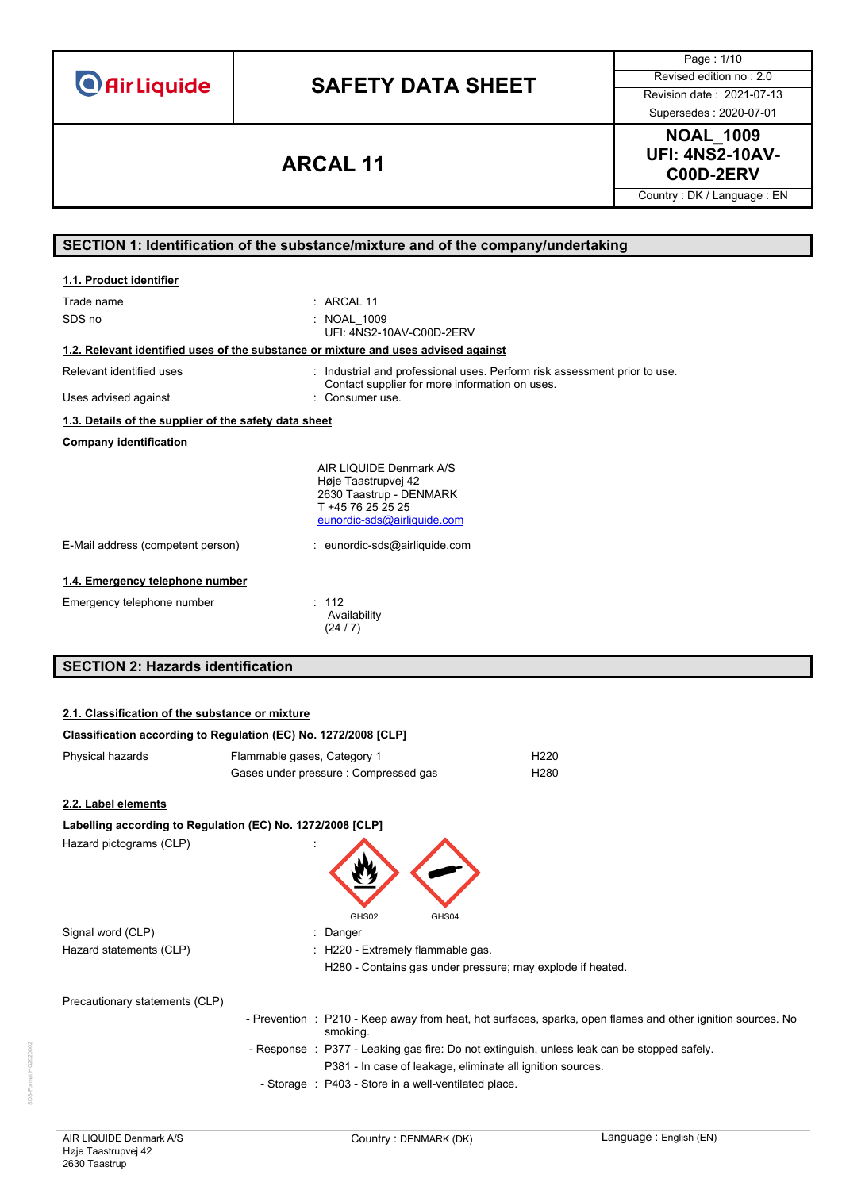| | | |
|---|---|---|
| Air Liquide | **SAFETY DATA SHEET** | Page : 1/10<br>Revised edition no : 2.0<br>Revision date : 2021-07-13<br>Supersedes : 2020-07-01 |
| | **ARCAL 11** | **NOAL_1009**<br>**UFI: 4NS2-10AV-C00D-2ERV**<br>Country : DK / Language : EN |

## SECTION 1: Identification of the substance/mixture and of the company/undertaking

### 1.1. Product identifier

Trade name : ARCAL 11

SDS no : NOAL_1009
UFI: 4NS2-10AV-C00D-2ERV

### 1.2. Relevant identified uses of the substance or mixture and uses advised against

Relevant identified uses : Industrial and professional uses. Perform risk assessment prior to use. Contact supplier for more information on uses.

Uses advised against : Consumer use.

### 1.3. Details of the supplier of the safety data sheet

**Company identification**

AIR LIQUIDE Denmark A/S
Høje Taastrupvej 42
2630 Taastrup - DENMARK
T +45 76 25 25 25
eunordic-sds@airliquide.com

E-Mail address (competent person) : eunordic-sds@airliquide.com

### 1.4. Emergency telephone number

Emergency telephone number : 112
Availability
(24 / 7)

## SECTION 2: Hazards identification

### 2.1. Classification of the substance or mixture

**Classification according to Regulation (EC) No. 1272/2008 [CLP]**

| | | |
|---|---|---|
| Physical hazards | Flammable gases, Category 1 | H220 |
| | Gases under pressure : Compressed gas | H280 |

### 2.2. Label elements

**Labelling according to Regulation (EC) No. 1272/2008 [CLP]**

Hazard pictograms (CLP) :

GHS02 GHS04

Signal word (CLP) : Danger

Hazard statements (CLP) : H220 - Extremely flammable gas.
H280 - Contains gas under pressure; may explode if heated.

Precautionary statements (CLP)

- Prevention : P210 - Keep away from heat, hot surfaces, sparks, open flames and other ignition sources. No smoking.
- Response : P377 - Leaking gas fire: Do not extinguish, unless leak can be stopped safely.
P381 - In case of leakage, eliminate all ignition sources.
- Storage : P403 - Store in a well-ventilated place.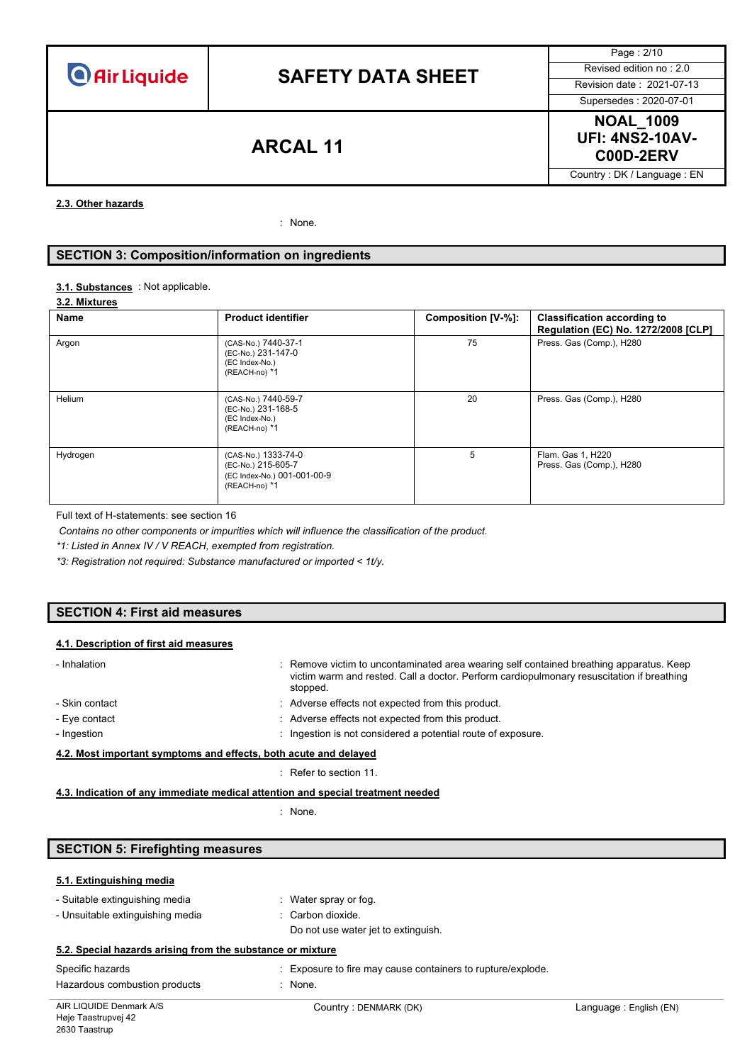### 2.3. Other hazards

: None.

## SECTION 3: Composition/information on ingredients

**3.1. Substances** : Not applicable.

**3.2. Mixtures**

| Name | Product identifier | Composition [V-%]: | Classification according to Regulation (EC) No. 1272/2008 [CLP] |
|---|---|---|---|
| Argon | (CAS-No.) 7440-37-1<br>(EC-No.) 231-147-0<br>(EC Index-No.)<br>(REACH-no) *1 | 75 | Press. Gas (Comp.), H280 |
| Helium | (CAS-No.) 7440-59-7<br>(EC-No.) 231-168-5<br>(EC Index-No.)<br>(REACH-no) *1 | 20 | Press. Gas (Comp.), H280 |
| Hydrogen | (CAS-No.) 1333-74-0<br>(EC-No.) 215-605-7<br>(EC Index-No.) 001-001-00-9<br>(REACH-no) *1 | 5 | Flam. Gas 1, H220<br>Press. Gas (Comp.), H280 |

Full text of H-statements: see section 16

*Contains no other components or impurities which will influence the classification of the product.*

*\*1: Listed in Annex IV / V REACH, exempted from registration.*

*\*3: Registration not required: Substance manufactured or imported < 1t/y.*

## SECTION 4: First aid measures

### 4.1. Description of first aid measures

- Inhalation : Remove victim to uncontaminated area wearing self contained breathing apparatus. Keep victim warm and rested. Call a doctor. Perform cardiopulmonary resuscitation if breathing stopped.
- Skin contact : Adverse effects not expected from this product.
- Eye contact : Adverse effects not expected from this product.
- Ingestion : Ingestion is not considered a potential route of exposure.

### 4.2. Most important symptoms and effects, both acute and delayed

: Refer to section 11.

### 4.3. Indication of any immediate medical attention and special treatment needed

: None.

## SECTION 5: Firefighting measures

### 5.1. Extinguishing media

- Suitable extinguishing media : Water spray or fog.
- Unsuitable extinguishing media : Carbon dioxide.
  Do not use water jet to extinguish.

### 5.2. Special hazards arising from the substance or mixture

Specific hazards : Exposure to fire may cause containers to rupture/explode.

Hazardous combustion products : None.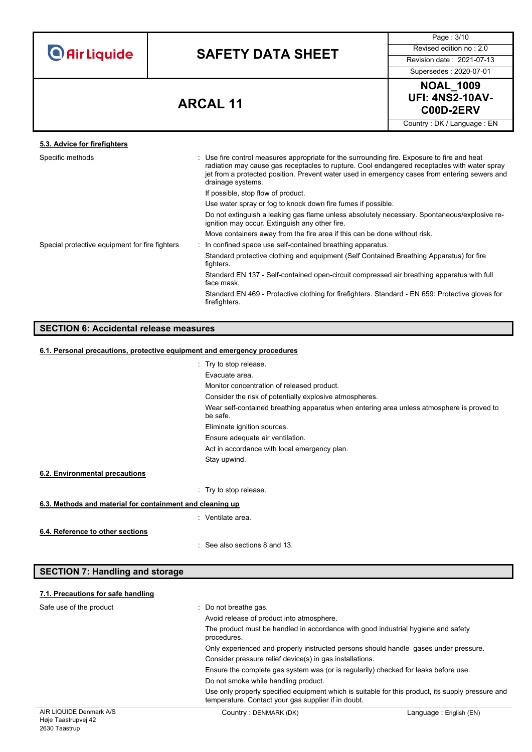### 5.3. Advice for firefighters

| | |
|---|---|
| Specific methods | : Use fire control measures appropriate for the surrounding fire. Exposure to fire and heat radiation may cause gas receptacles to rupture. Cool endangered receptacles with water spray jet from a protected position. Prevent water used in emergency cases from entering sewers and drainage systems. |
| | If possible, stop flow of product. |
| | Use water spray or fog to knock down fire fumes if possible. |
| | Do not extinguish a leaking gas flame unless absolutely necessary. Spontaneous/explosive re-ignition may occur. Extinguish any other fire. |
| | Move containers away from the fire area if this can be done without risk. |
| Special protective equipment for fire fighters | : In confined space use self-contained breathing apparatus. |
| | Standard protective clothing and equipment (Self Contained Breathing Apparatus) for fire fighters. |
| | Standard EN 137 - Self-contained open-circuit compressed air breathing apparatus with full face mask. |
| | Standard EN 469 - Protective clothing for firefighters. Standard - EN 659: Protective gloves for firefighters. |

## SECTION 6: Accidental release measures

### 6.1. Personal precautions, protective equipment and emergency procedures

: Try to stop release.

Evacuate area.

Monitor concentration of released product.

Consider the risk of potentially explosive atmospheres.

Wear self-contained breathing apparatus when entering area unless atmosphere is proved to be safe.

Eliminate ignition sources.

Ensure adequate air ventilation.

Act in accordance with local emergency plan.

Stay upwind.

### 6.2. Environmental precautions

: Try to stop release.

### 6.3. Methods and material for containment and cleaning up

: Ventilate area.

### 6.4. Reference to other sections

: See also sections 8 and 13.

## SECTION 7: Handling and storage

### 7.1. Precautions for safe handling

| | |
|---|---|
| Safe use of the product | : Do not breathe gas. |
| | Avoid release of product into atmosphere. |
| | The product must be handled in accordance with good industrial hygiene and safety procedures. |
| | Only experienced and properly instructed persons should handle gases under pressure. |
| | Consider pressure relief device(s) in gas installations. |
| | Ensure the complete gas system was (or is regularily) checked for leaks before use. |
| | Do not smoke while handling product. |
| | Use only properly specified equipment which is suitable for this product, its supply pressure and temperature. Contact your gas supplier if in doubt. |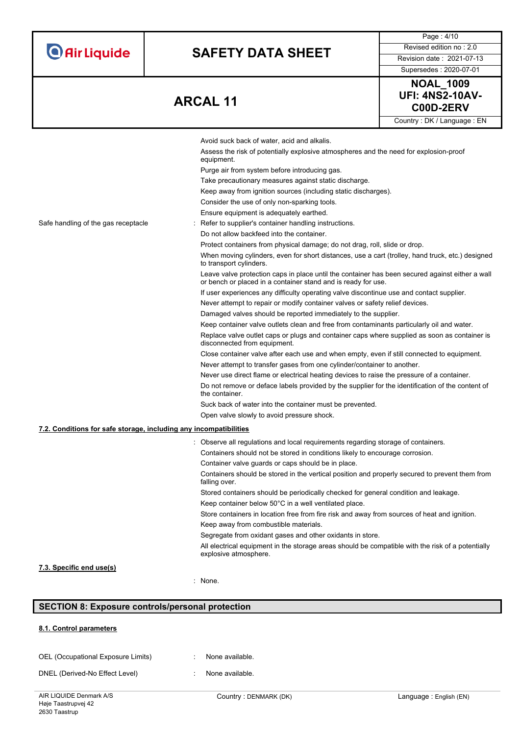Avoid suck back of water, acid and alkalis.

Assess the risk of potentially explosive atmospheres and the need for explosion-proof equipment.

Purge air from system before introducing gas.

Take precautionary measures against static discharge.

Keep away from ignition sources (including static discharges).

Consider the use of only non-sparking tools.

Ensure equipment is adequately earthed.

Safe handling of the gas receptacle : Refer to supplier's container handling instructions.

Do not allow backfeed into the container.

Protect containers from physical damage; do not drag, roll, slide or drop.

When moving cylinders, even for short distances, use a cart (trolley, hand truck, etc.) designed to transport cylinders.

Leave valve protection caps in place until the container has been secured against either a wall or bench or placed in a container stand and is ready for use.

If user experiences any difficulty operating valve discontinue use and contact supplier.

Never attempt to repair or modify container valves or safety relief devices.

Damaged valves should be reported immediately to the supplier.

Keep container valve outlets clean and free from contaminants particularly oil and water.

Replace valve outlet caps or plugs and container caps where supplied as soon as container is disconnected from equipment.

Close container valve after each use and when empty, even if still connected to equipment.

Never attempt to transfer gases from one cylinder/container to another.

Never use direct flame or electrical heating devices to raise the pressure of a container.

Do not remove or deface labels provided by the supplier for the identification of the content of the container.

Suck back of water into the container must be prevented.

Open valve slowly to avoid pressure shock.

### 7.2. Conditions for safe storage, including any incompatibilities

: Observe all regulations and local requirements regarding storage of containers.

Containers should not be stored in conditions likely to encourage corrosion.

Container valve guards or caps should be in place.

Containers should be stored in the vertical position and properly secured to prevent them from falling over.

Stored containers should be periodically checked for general condition and leakage.

Keep container below 50°C in a well ventilated place.

Store containers in location free from fire risk and away from sources of heat and ignition.

Keep away from combustible materials.

Segregate from oxidant gases and other oxidants in store.

All electrical equipment in the storage areas should be compatible with the risk of a potentially explosive atmosphere.

### 7.3. Specific end use(s)

: None.

## SECTION 8: Exposure controls/personal protection

### 8.1. Control parameters

OEL (Occupational Exposure Limits) : None available.

DNEL (Derived-No Effect Level) : None available.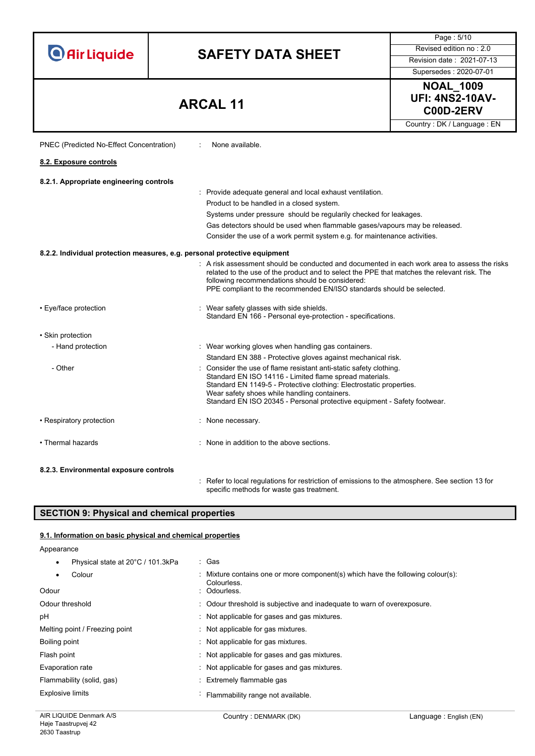PNEC (Predicted No-Effect Concentration) : None available.

### 8.2. Exposure controls

#### 8.2.1. Appropriate engineering controls

: Provide adequate general and local exhaust ventilation.
Product to be handled in a closed system.
Systems under pressure should be regularly checked for leakages.
Gas detectors should be used when flammable gases/vapours may be released.
Consider the use of a work permit system e.g. for maintenance activities.

#### 8.2.2. Individual protection measures, e.g. personal protective equipment

: A risk assessment should be conducted and documented in each work area to assess the risks related to the use of the product and to select the PPE that matches the relevant risk. The following recommendations should be considered:
PPE compliant to the recommended EN/ISO standards should be selected.

- Eye/face protection : Wear safety glasses with side shields.
  Standard EN 166 - Personal eye-protection - specifications.

- Skin protection
  - Hand protection : Wear working gloves when handling gas containers.
    Standard EN 388 - Protective gloves against mechanical risk.
  - Other : Consider the use of flame resistant anti-static safety clothing.
    Standard EN ISO 14116 - Limited flame spread materials.
    Standard EN 1149-5 - Protective clothing: Electrostatic properties.
    Wear safety shoes while handling containers.
    Standard EN ISO 20345 - Personal protective equipment - Safety footwear.

- Respiratory protection : None necessary.

- Thermal hazards : None in addition to the above sections.

#### 8.2.3. Environmental exposure controls

: Refer to local regulations for restriction of emissions to the atmosphere. See section 13 for specific methods for waste gas treatment.

## SECTION 9: Physical and chemical properties

### 9.1. Information on basic physical and chemical properties

Appearance

- Physical state at 20°C / 101.3kPa : Gas
- Colour : Mixture contains one or more component(s) which have the following colour(s): Colourless.

Odour : Odourless.

Odour threshold : Odour threshold is subjective and inadequate to warn of overexposure.

pH : Not applicable for gases and gas mixtures.

Melting point / Freezing point : Not applicable for gas mixtures.

Boiling point : Not applicable for gas mixtures.

Flash point : Not applicable for gases and gas mixtures.

Evaporation rate : Not applicable for gases and gas mixtures.

Flammability (solid, gas) : Extremely flammable gas

Explosive limits : Flammability range not available.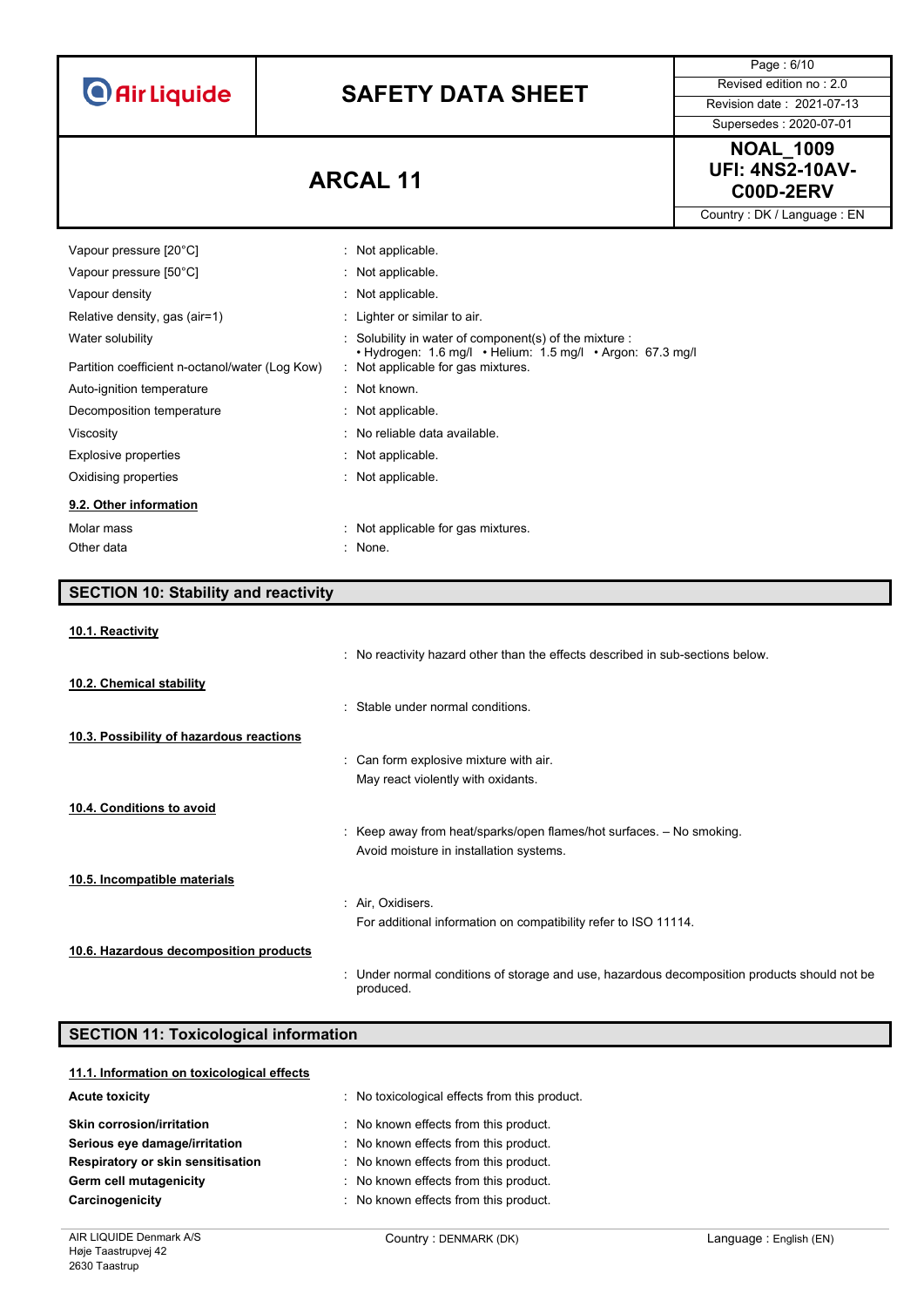| | |
|---|---|
| Vapour pressure [20°C] | : Not applicable. |
| Vapour pressure [50°C] | : Not applicable. |
| Vapour density | : Not applicable. |
| Relative density, gas (air=1) | : Lighter or similar to air. |
| Water solubility | : Solubility in water of component(s) of the mixture : • Hydrogen: 1.6 mg/l • Helium: 1.5 mg/l • Argon: 67.3 mg/l |
| Partition coefficient n-octanol/water (Log Kow) | : Not applicable for gas mixtures. |
| Auto-ignition temperature | : Not known. |
| Decomposition temperature | : Not applicable. |
| Viscosity | : No reliable data available. |
| Explosive properties | : Not applicable. |
| Oxidising properties | : Not applicable. |

### 9.2. Other information

| | |
|---|---|
| Molar mass | : Not applicable for gas mixtures. |
| Other data | : None. |

## SECTION 10: Stability and reactivity

### 10.1. Reactivity

: No reactivity hazard other than the effects described in sub-sections below.

### 10.2. Chemical stability

: Stable under normal conditions.

### 10.3. Possibility of hazardous reactions

: Can form explosive mixture with air.
May react violently with oxidants.

### 10.4. Conditions to avoid

: Keep away from heat/sparks/open flames/hot surfaces. – No smoking.
Avoid moisture in installation systems.

### 10.5. Incompatible materials

: Air, Oxidisers.
For additional information on compatibility refer to ISO 11114.

### 10.6. Hazardous decomposition products

: Under normal conditions of storage and use, hazardous decomposition products should not be produced.

## SECTION 11: Toxicological information

### 11.1. Information on toxicological effects

| | |
|---|---|
| **Acute toxicity** | : No toxicological effects from this product. |
| **Skin corrosion/irritation** | : No known effects from this product. |
| **Serious eye damage/irritation** | : No known effects from this product. |
| **Respiratory or skin sensitisation** | : No known effects from this product. |
| **Germ cell mutagenicity** | : No known effects from this product. |
| **Carcinogenicity** | : No known effects from this product. |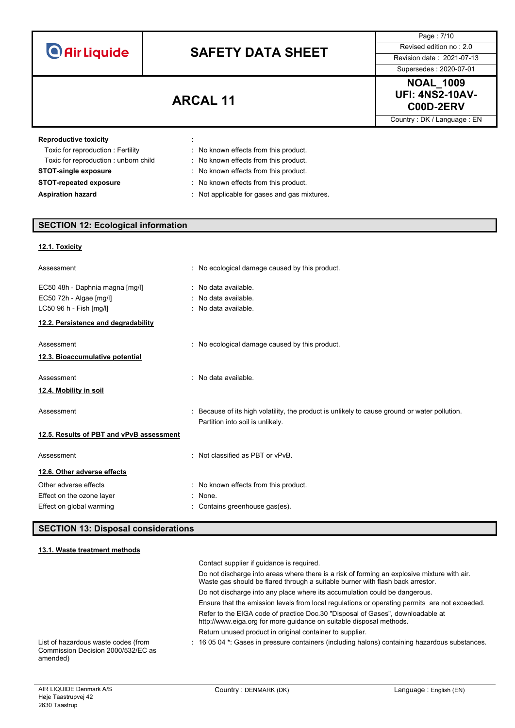**Reproductive toxicity** :

Toxic for reproduction : Fertility : No known effects from this product.

Toxic for reproduction : unborn child : No known effects from this product.

**STOT-single exposure** : No known effects from this product.

**STOT-repeated exposure** : No known effects from this product.

**Aspiration hazard** : Not applicable for gases and gas mixtures.

## SECTION 12: Ecological information

### 12.1. Toxicity

| | |
|---|---|
| Assessment | : No ecological damage caused by this product. |
| EC50 48h - Daphnia magna [mg/l] | : No data available. |
| EC50 72h - Algae [mg/l] | : No data available. |
| LC50 96 h - Fish [mg/l] | : No data available. |

### 12.2. Persistence and degradability

Assessment : No ecological damage caused by this product.

### 12.3. Bioaccumulative potential

Assessment : No data available.

### 12.4. Mobility in soil

Assessment : Because of its high volatility, the product is unlikely to cause ground or water pollution. Partition into soil is unlikely.

### 12.5. Results of PBT and vPvB assessment

Assessment : Not classified as PBT or vPvB.

### 12.6. Other adverse effects

| | |
|---|---|
| Other adverse effects | : No known effects from this product. |
| Effect on the ozone layer | : None. |
| Effect on global warming | : Contains greenhouse gas(es). |

## SECTION 13: Disposal considerations

### 13.1. Waste treatment methods

Contact supplier if guidance is required.

Do not discharge into areas where there is a risk of forming an explosive mixture with air. Waste gas should be flared through a suitable burner with flash back arrestor.

Do not discharge into any place where its accumulation could be dangerous.

Ensure that the emission levels from local regulations or operating permits are not exceeded.

Refer to the EIGA code of practice Doc.30 "Disposal of Gases", downloadable at http://www.eiga.org for more guidance on suitable disposal methods.

Return unused product in original container to supplier.

List of hazardous waste codes (from Commission Decision 2000/532/EC as amended) : 16 05 04 *: Gases in pressure containers (including halons) containing hazardous substances.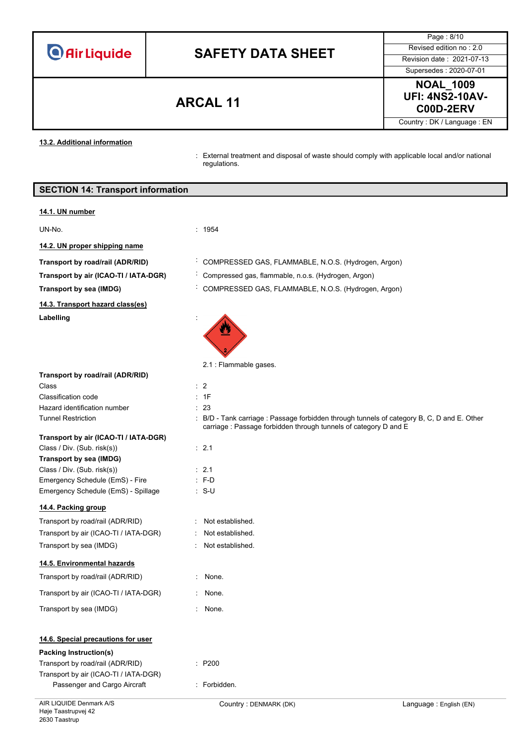#### 13.2. Additional information

: External treatment and disposal of waste should comply with applicable local and/or national regulations.

## SECTION 14: Transport information

#### 14.1. UN number

| | |
|---|---|
| UN-No. | : 1954 |

#### 14.2. UN proper shipping name

| | |
|---|---|
| **Transport by road/rail (ADR/RID)** | : COMPRESSED GAS, FLAMMABLE, N.O.S. (Hydrogen, Argon) |
| **Transport by air (ICAO-TI / IATA-DGR)** | : Compressed gas, flammable, n.o.s. (Hydrogen, Argon) |
| **Transport by sea (IMDG)** | : COMPRESSED GAS, FLAMMABLE, N.O.S. (Hydrogen, Argon) |

#### 14.3. Transport hazard class(es)

**Labelling** :

2.1 : Flammable gases.

| | |
|---|---|
| **Transport by road/rail (ADR/RID)** | |
| Class | : 2 |
| Classification code | : 1F |
| Hazard identification number | : 23 |
| Tunnel Restriction | : B/D - Tank carriage : Passage forbidden through tunnels of category B, C, D and E. Other carriage : Passage forbidden through tunnels of category D and E |
| **Transport by air (ICAO-TI / IATA-DGR)** | |
| Class / Div. (Sub. risk(s)) | : 2.1 |
| **Transport by sea (IMDG)** | |
| Class / Div. (Sub. risk(s)) | : 2.1 |
| Emergency Schedule (EmS) - Fire | : F-D |
| Emergency Schedule (EmS) - Spillage | : S-U |

#### 14.4. Packing group

| | |
|---|---|
| Transport by road/rail (ADR/RID) | : Not established. |
| Transport by air (ICAO-TI / IATA-DGR) | : Not established. |
| Transport by sea (IMDG) | : Not established. |

#### 14.5. Environmental hazards

| | |
|---|---|
| Transport by road/rail (ADR/RID) | : None. |
| Transport by air (ICAO-TI / IATA-DGR) | : None. |
| Transport by sea (IMDG) | : None. |

#### 14.6. Special precautions for user

| | |
|---|---|
| **Packing Instruction(s)** | |
| Transport by road/rail (ADR/RID) | : P200 |
| Transport by air (ICAO-TI / IATA-DGR) | |
| Passenger and Cargo Aircraft | : Forbidden. |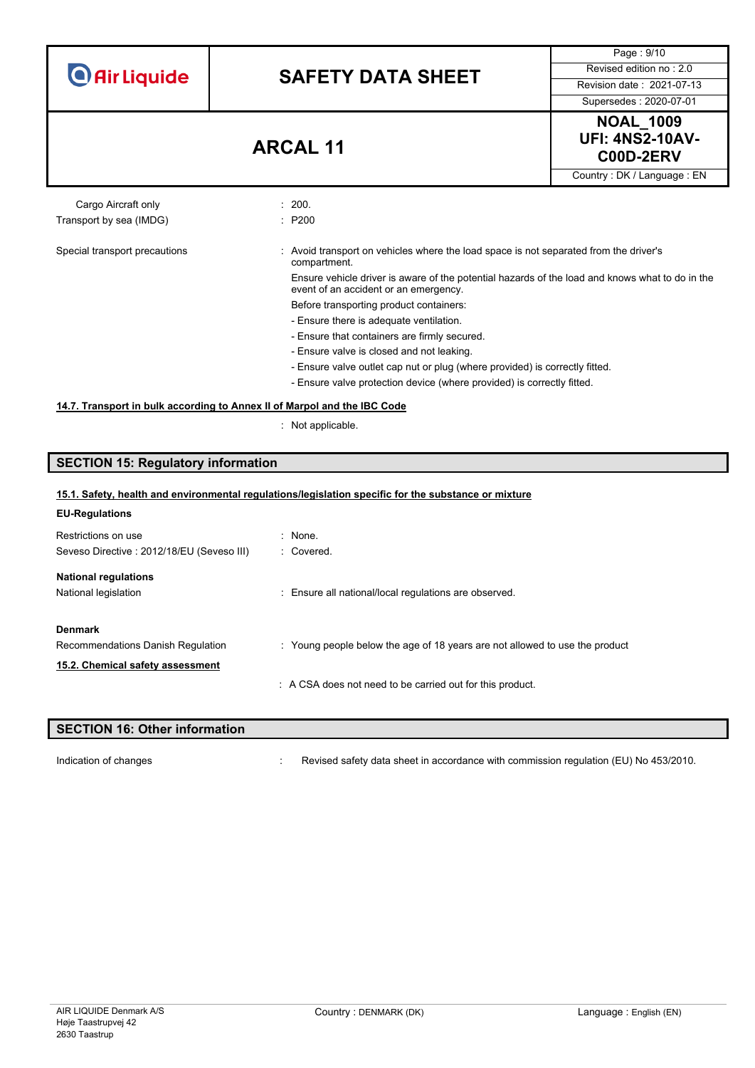| | |
|---|---|
| Cargo Aircraft only | : 200. |
| Transport by sea (IMDG) | : P200 |

| | |
|---|---|
| Special transport precautions | : Avoid transport on vehicles where the load space is not separated from the driver's compartment. |
| | Ensure vehicle driver is aware of the potential hazards of the load and knows what to do in the event of an accident or an emergency. |
| | Before transporting product containers: |
| | - Ensure there is adequate ventilation. |
| | - Ensure that containers are firmly secured. |
| | - Ensure valve is closed and not leaking. |
| | - Ensure valve outlet cap nut or plug (where provided) is correctly fitted. |
| | - Ensure valve protection device (where provided) is correctly fitted. |

**14.7. Transport in bulk according to Annex II of Marpol and the IBC Code**

: Not applicable.

## SECTION 15: Regulatory information

**15.1. Safety, health and environmental regulations/legislation specific for the substance or mixture**

**EU-Regulations**

| | |
|---|---|
| Restrictions on use | : None. |
| Seveso Directive : 2012/18/EU (Seveso III) | : Covered. |

**National regulations**

| | |
|---|---|
| National legislation | : Ensure all national/local regulations are observed. |

**Denmark**

| | |
|---|---|
| Recommendations Danish Regulation | : Young people below the age of 18 years are not allowed to use the product |

**15.2. Chemical safety assessment**

: A CSA does not need to be carried out for this product.

## SECTION 16: Other information

| | |
|---|---|
| Indication of changes | : Revised safety data sheet in accordance with commission regulation (EU) No 453/2010. |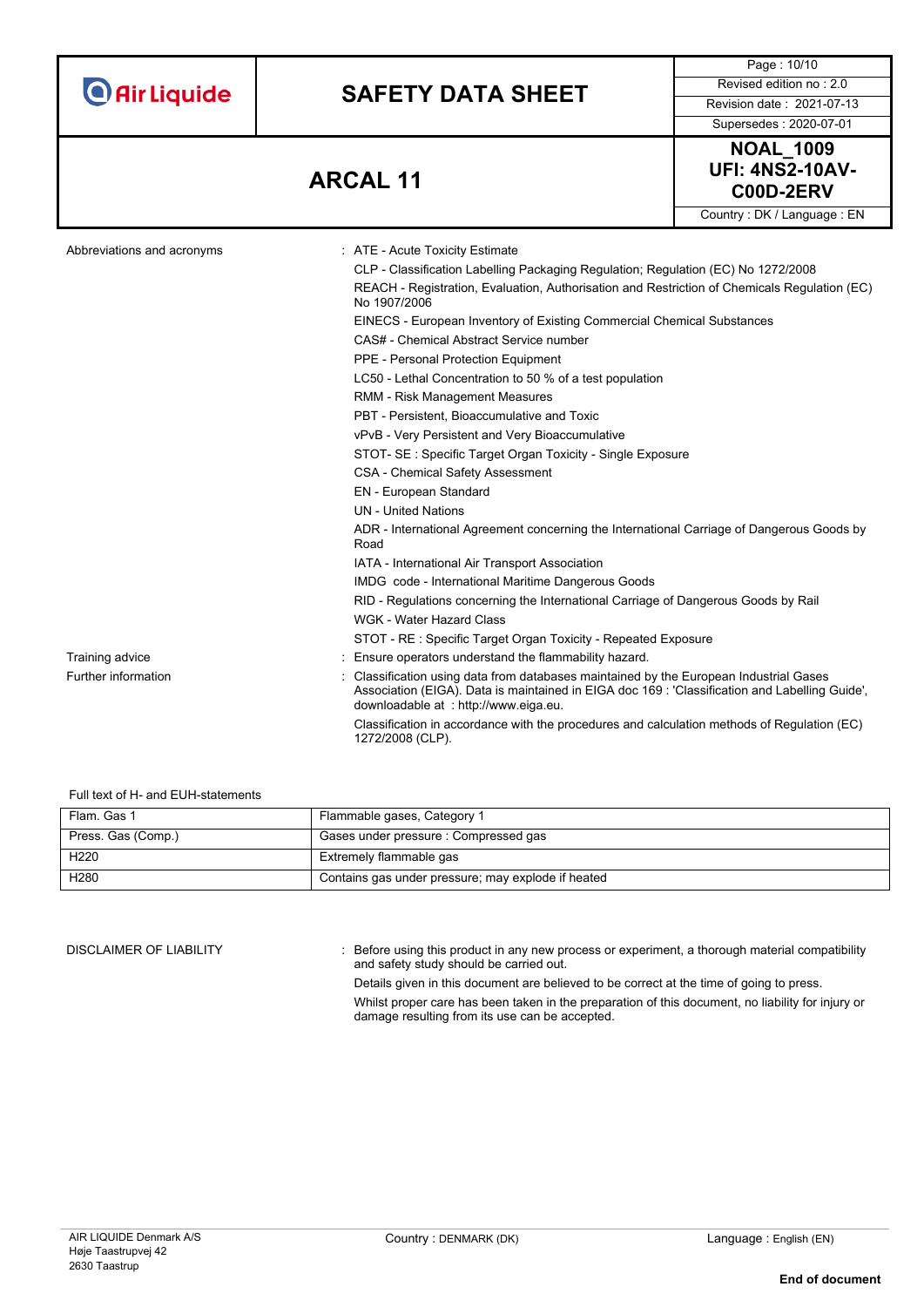Abbreviations and acronyms : ATE - Acute Toxicity Estimate

CLP - Classification Labelling Packaging Regulation; Regulation (EC) No 1272/2008

REACH - Registration, Evaluation, Authorisation and Restriction of Chemicals Regulation (EC) No 1907/2006

EINECS - European Inventory of Existing Commercial Chemical Substances

CAS# - Chemical Abstract Service number

PPE - Personal Protection Equipment

LC50 - Lethal Concentration to 50 % of a test population

RMM - Risk Management Measures

PBT - Persistent, Bioaccumulative and Toxic

vPvB - Very Persistent and Very Bioaccumulative

STOT- SE : Specific Target Organ Toxicity - Single Exposure

CSA - Chemical Safety Assessment

EN - European Standard

UN - United Nations

ADR - International Agreement concerning the International Carriage of Dangerous Goods by Road

IATA - International Air Transport Association

IMDG code - International Maritime Dangerous Goods

RID - Regulations concerning the International Carriage of Dangerous Goods by Rail

WGK - Water Hazard Class

STOT - RE : Specific Target Organ Toxicity - Repeated Exposure

Training advice : Ensure operators understand the flammability hazard.

Further information : Classification using data from databases maintained by the European Industrial Gases Association (EIGA). Data is maintained in EIGA doc 169 : 'Classification and Labelling Guide', downloadable at : http://www.eiga.eu.

Classification in accordance with the procedures and calculation methods of Regulation (EC) 1272/2008 (CLP).

Full text of H- and EUH-statements

| | |
|---|---|
| Flam. Gas 1 | Flammable gases, Category 1 |
| Press. Gas (Comp.) | Gases under pressure : Compressed gas |
| H220 | Extremely flammable gas |
| H280 | Contains gas under pressure; may explode if heated |

DISCLAIMER OF LIABILITY : Before using this product in any new process or experiment, a thorough material compatibility and safety study should be carried out.

Details given in this document are believed to be correct at the time of going to press.

Whilst proper care has been taken in the preparation of this document, no liability for injury or damage resulting from its use can be accepted.

End of document